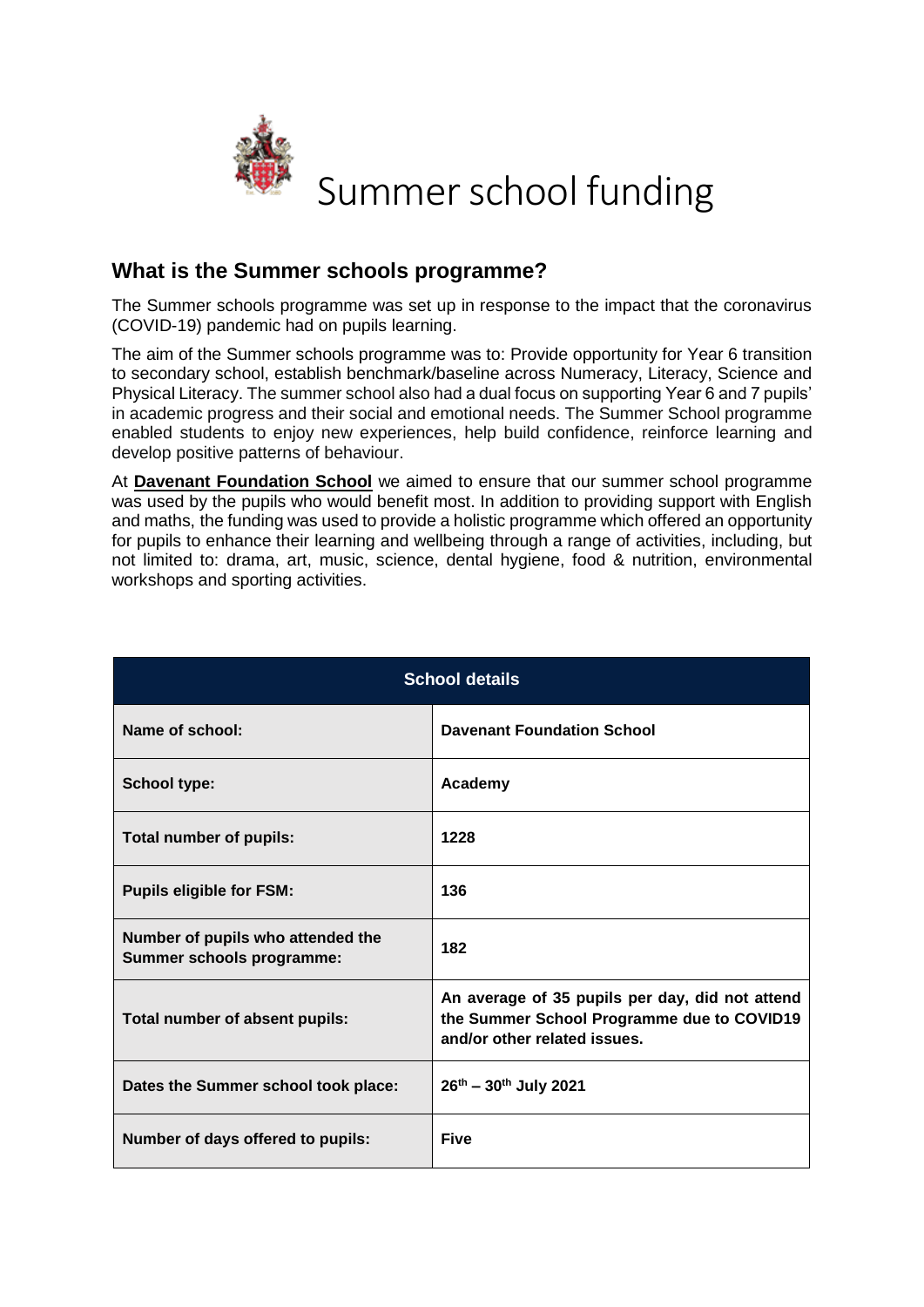# Summer school funding

## What is the Summer schools programme?

The Summer schools programme was set up in response to the impact that the coronavirus (COVID-19) pandemic had on pupils learning.

The aim of the Summer schools programme was to: Provide opportunity for Year 6 transition to secondary school, establish benchmark/baseline across Numeracy, Literacy, Science and Physical Literacy. The summer school also had a dual focus on supporting Year 6 and 7 pupils' in academic progress and their social and emotional needs. The Summer School programme enabled students to enjoy new experiences, help build confidence, reinforce learning and develop positive patterns of behaviour.

At **Davenant Foundation School** we aimed to ensure that our summer school programme was used by the pupils who would benefit most. In addition to providing support with English and maths, the funding was used to provide a holistic programme which offered an opportunity for pupils to enhance their learning and wellbeing through a range of activities, including, but not limited to: drama, art, music, science, dental hygiene, food & nutrition, environmental workshops and sporting activities.

| School details | |
|---|---|
| **Name of school:** | **Davenant Foundation School** |
| **School type:** | **Academy** |
| **Total number of pupils:** | **1228** |
| **Pupils eligible for FSM:** | **136** |
| **Number of pupils who attended the Summer schools programme:** | **182** |
| **Total number of absent pupils:** | **An average of 35 pupils per day, did not attend the Summer School Programme due to COVID19 and/or other related issues.** |
| **Dates the Summer school took place:** | **26th – 30th July 2021** |
| **Number of days offered to pupils:** | **Five** |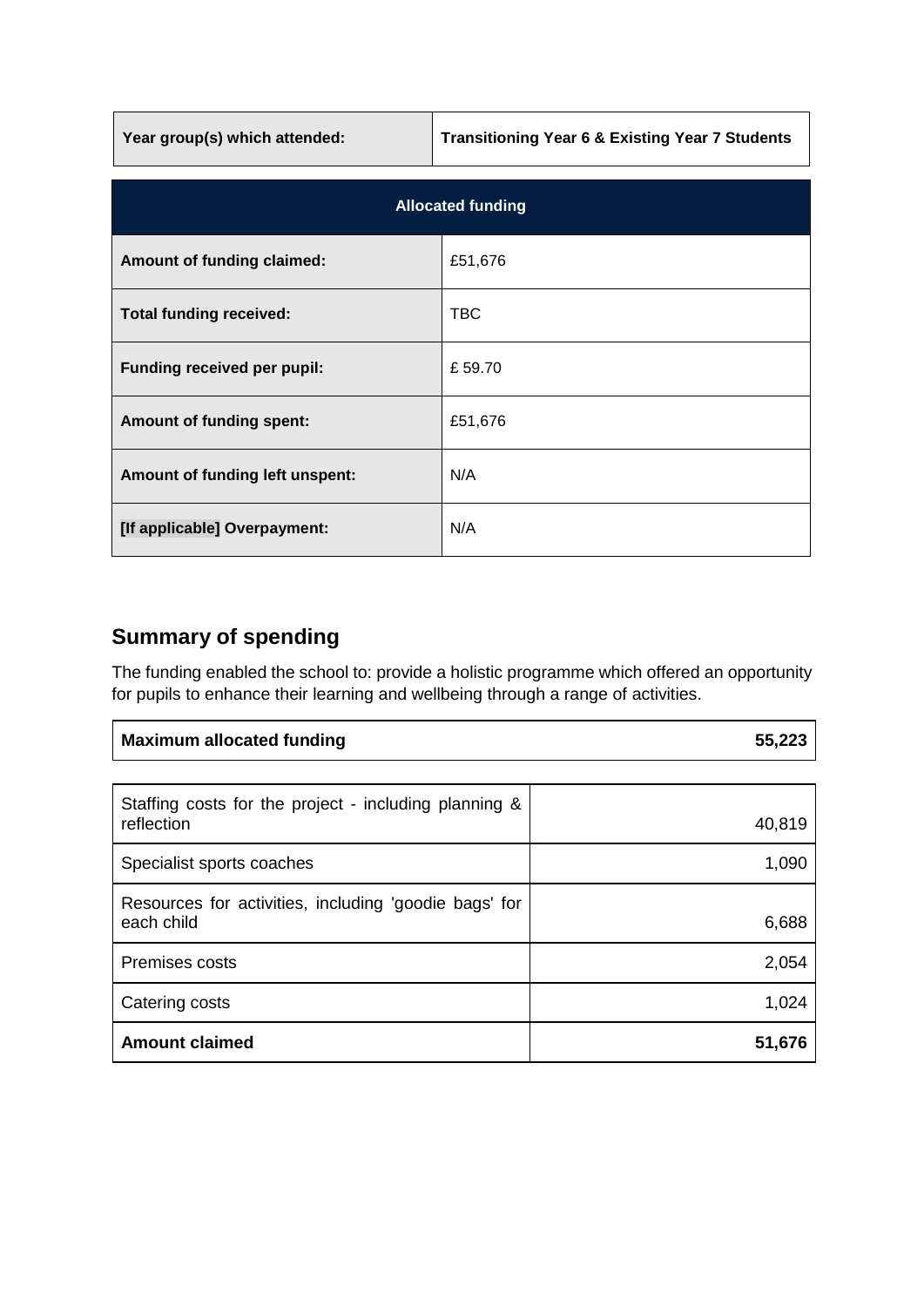| | |
|---|---|
| **Year group(s) which attended:** | **Transitioning Year 6 & Existing Year 7 Students** |

| **Allocated funding** | |
|---|---|
| **Amount of funding claimed:** | £51,676 |
| **Total funding received:** | TBC |
| **Funding received per pupil:** | £ 59.70 |
| **Amount of funding spent:** | £51,676 |
| **Amount of funding left unspent:** | N/A |
| **[If applicable] Overpayment:** | N/A |

## Summary of spending

The funding enabled the school to: provide a holistic programme which offered an opportunity for pupils to enhance their learning and wellbeing through a range of activities.

| | |
|---|---|
| **Maximum allocated funding** | **55,223** |

| | |
|---|---|
| Staffing costs for the project - including planning & reflection | 40,819 |
| Specialist sports coaches | 1,090 |
| Resources for activities, including 'goodie bags' for each child | 6,688 |
| Premises costs | 2,054 |
| Catering costs | 1,024 |
| **Amount claimed** | **51,676** |